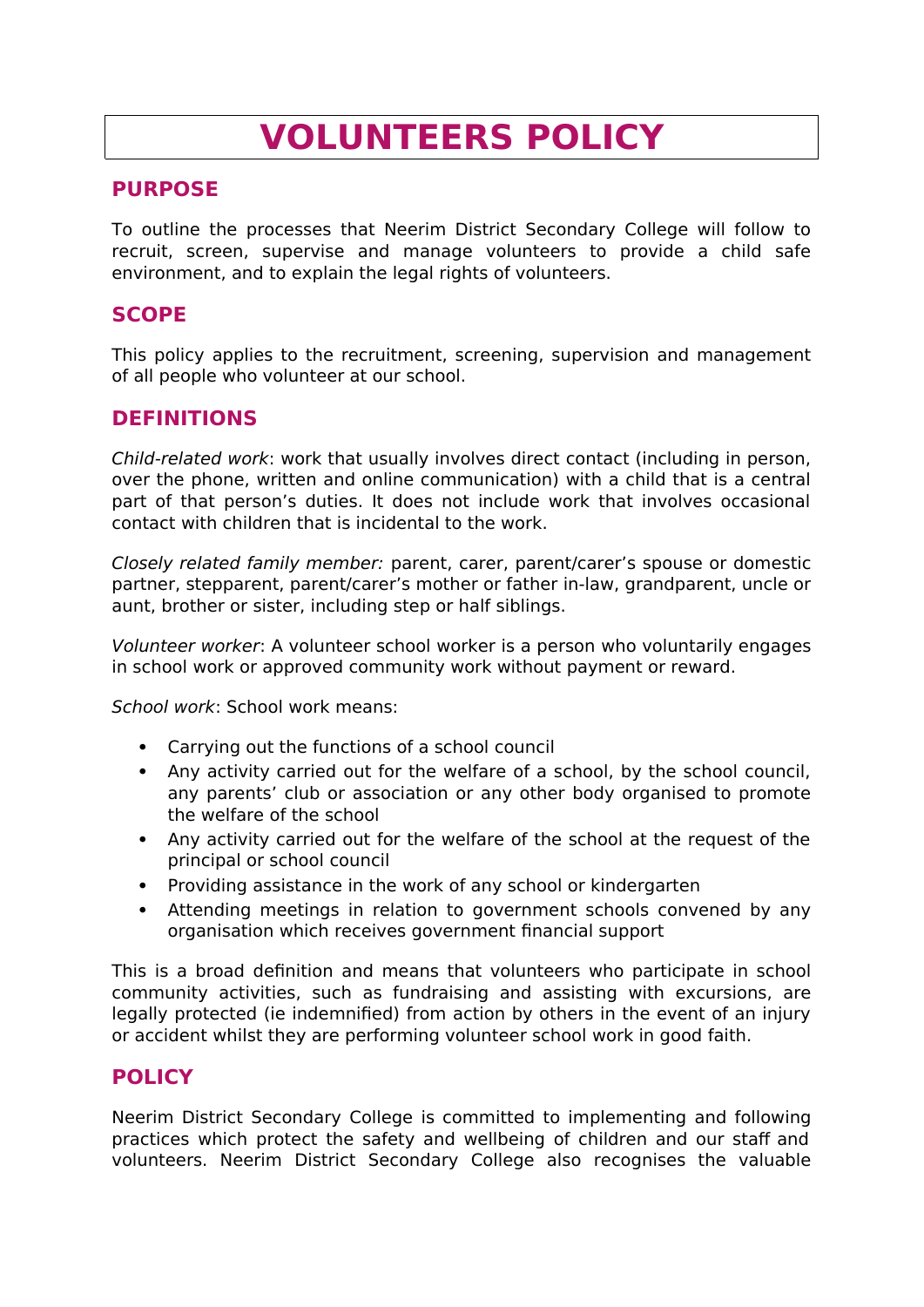# VOLUNTEERS POLICY

## PURPOSE

To outline the processes that Neerim District Secondary College will follow to recruit, screen, supervise and manage volunteers to provide a child safe environment, and to explain the legal rights of volunteers.

## SCOPE

This policy applies to the recruitment, screening, supervision and management of all people who volunteer at our school.

## DEFINITIONS

*Child-related work*: work that usually involves direct contact (including in person, over the phone, written and online communication) with a child that is a central part of that person's duties. It does not include work that involves occasional contact with children that is incidental to the work.

*Closely related family member:* parent, carer, parent/carer's spouse or domestic partner, stepparent, parent/carer's mother or father in-law, grandparent, uncle or aunt, brother or sister, including step or half siblings.

*Volunteer worker*: A volunteer school worker is a person who voluntarily engages in school work or approved community work without payment or reward.

*School work*: School work means:

- Carrying out the functions of a school council
- Any activity carried out for the welfare of a school, by the school council, any parents' club or association or any other body organised to promote the welfare of the school
- Any activity carried out for the welfare of the school at the request of the principal or school council
- Providing assistance in the work of any school or kindergarten
- Attending meetings in relation to government schools convened by any organisation which receives government financial support

This is a broad definition and means that volunteers who participate in school community activities, such as fundraising and assisting with excursions, are legally protected (ie indemnified) from action by others in the event of an injury or accident whilst they are performing volunteer school work in good faith.

## POLICY

Neerim District Secondary College is committed to implementing and following practices which protect the safety and wellbeing of children and our staff and volunteers. Neerim District Secondary College also recognises the valuable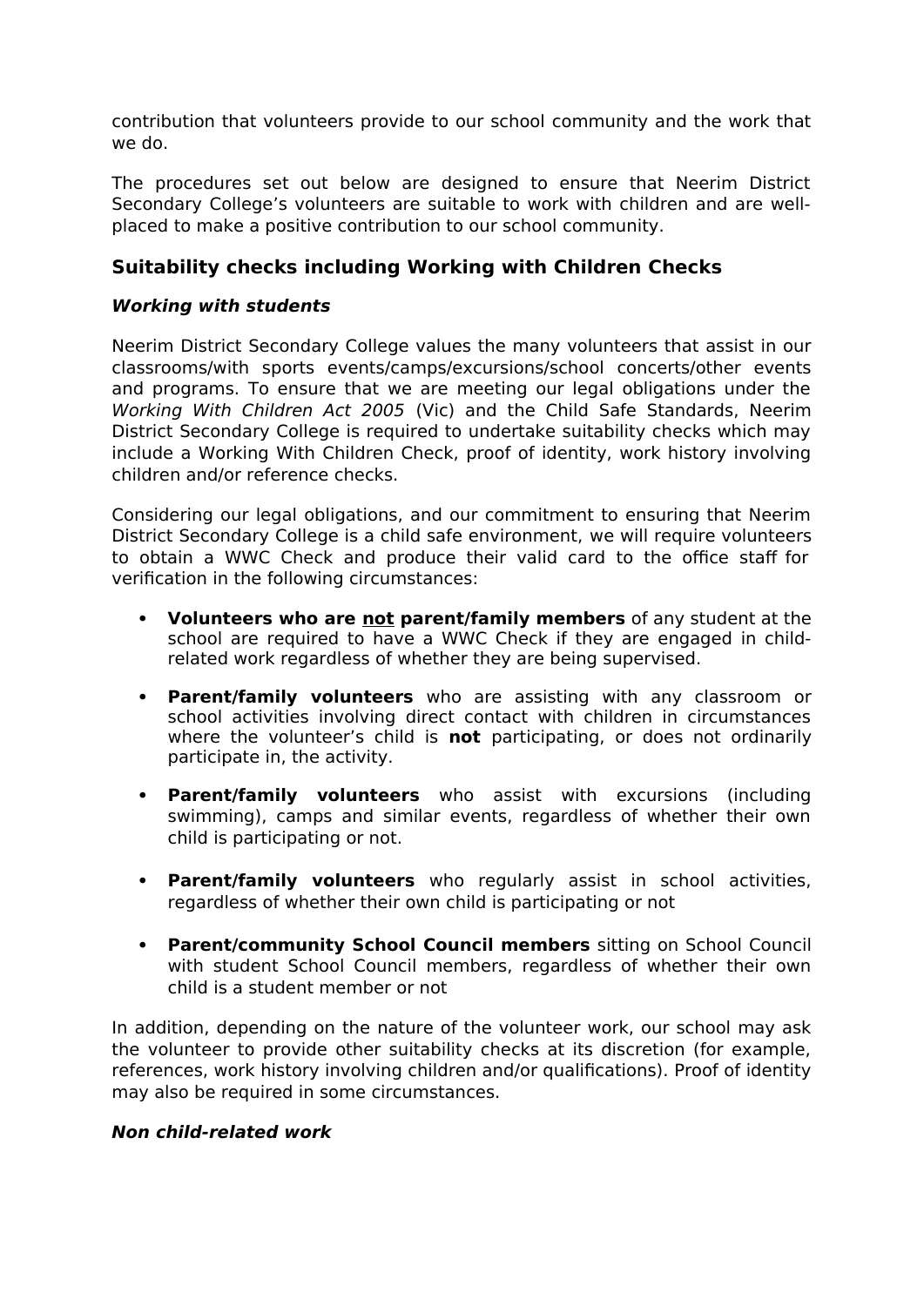contribution that volunteers provide to our school community and the work that we do.

The procedures set out below are designed to ensure that Neerim District Secondary College's volunteers are suitable to work with children and are well-placed to make a positive contribution to our school community.

## Suitability checks including Working with Children Checks

### *Working with students*

Neerim District Secondary College values the many volunteers that assist in our classrooms/with sports events/camps/excursions/school concerts/other events and programs. To ensure that we are meeting our legal obligations under the *Working With Children Act 2005* (Vic) and the Child Safe Standards, Neerim District Secondary College is required to undertake suitability checks which may include a Working With Children Check, proof of identity, work history involving children and/or reference checks.

Considering our legal obligations, and our commitment to ensuring that Neerim District Secondary College is a child safe environment, we will require volunteers to obtain a WWC Check and produce their valid card to the office staff for verification in the following circumstances:

- **Volunteers who are <u>not</u> parent/family members** of any student at the school are required to have a WWC Check if they are engaged in child-related work regardless of whether they are being supervised.
- **Parent/family volunteers** who are assisting with any classroom or school activities involving direct contact with children in circumstances where the volunteer's child is **not** participating, or does not ordinarily participate in, the activity.
- **Parent/family volunteers** who assist with excursions (including swimming), camps and similar events, regardless of whether their own child is participating or not.
- **Parent/family volunteers** who regularly assist in school activities, regardless of whether their own child is participating or not
- **Parent/community School Council members** sitting on School Council with student School Council members, regardless of whether their own child is a student member or not

In addition, depending on the nature of the volunteer work, our school may ask the volunteer to provide other suitability checks at its discretion (for example, references, work history involving children and/or qualifications). Proof of identity may also be required in some circumstances.

### *Non child-related work*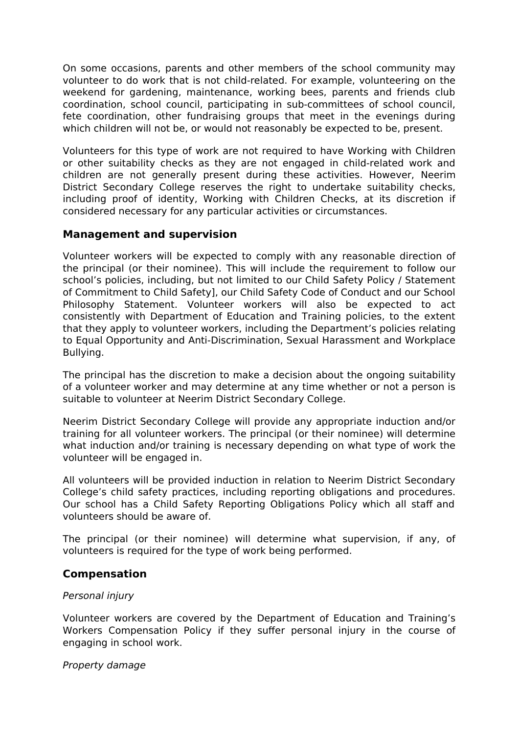On some occasions, parents and other members of the school community may volunteer to do work that is not child-related. For example, volunteering on the weekend for gardening, maintenance, working bees, parents and friends club coordination, school council, participating in sub-committees of school council, fete coordination, other fundraising groups that meet in the evenings during which children will not be, or would not reasonably be expected to be, present.

Volunteers for this type of work are not required to have Working with Children or other suitability checks as they are not engaged in child-related work and children are not generally present during these activities. However, Neerim District Secondary College reserves the right to undertake suitability checks, including proof of identity, Working with Children Checks, at its discretion if considered necessary for any particular activities or circumstances.

## Management and supervision

Volunteer workers will be expected to comply with any reasonable direction of the principal (or their nominee). This will include the requirement to follow our school's policies, including, but not limited to our Child Safety Policy / Statement of Commitment to Child Safety], our Child Safety Code of Conduct and our School Philosophy Statement. Volunteer workers will also be expected to act consistently with Department of Education and Training policies, to the extent that they apply to volunteer workers, including the Department's policies relating to Equal Opportunity and Anti-Discrimination, Sexual Harassment and Workplace Bullying.

The principal has the discretion to make a decision about the ongoing suitability of a volunteer worker and may determine at any time whether or not a person is suitable to volunteer at Neerim District Secondary College.

Neerim District Secondary College will provide any appropriate induction and/or training for all volunteer workers. The principal (or their nominee) will determine what induction and/or training is necessary depending on what type of work the volunteer will be engaged in.

All volunteers will be provided induction in relation to Neerim District Secondary College's child safety practices, including reporting obligations and procedures. Our school has a Child Safety Reporting Obligations Policy which all staff and volunteers should be aware of.

The principal (or their nominee) will determine what supervision, if any, of volunteers is required for the type of work being performed.

## Compensation

*Personal injury*

Volunteer workers are covered by the Department of Education and Training's Workers Compensation Policy if they suffer personal injury in the course of engaging in school work.

*Property damage*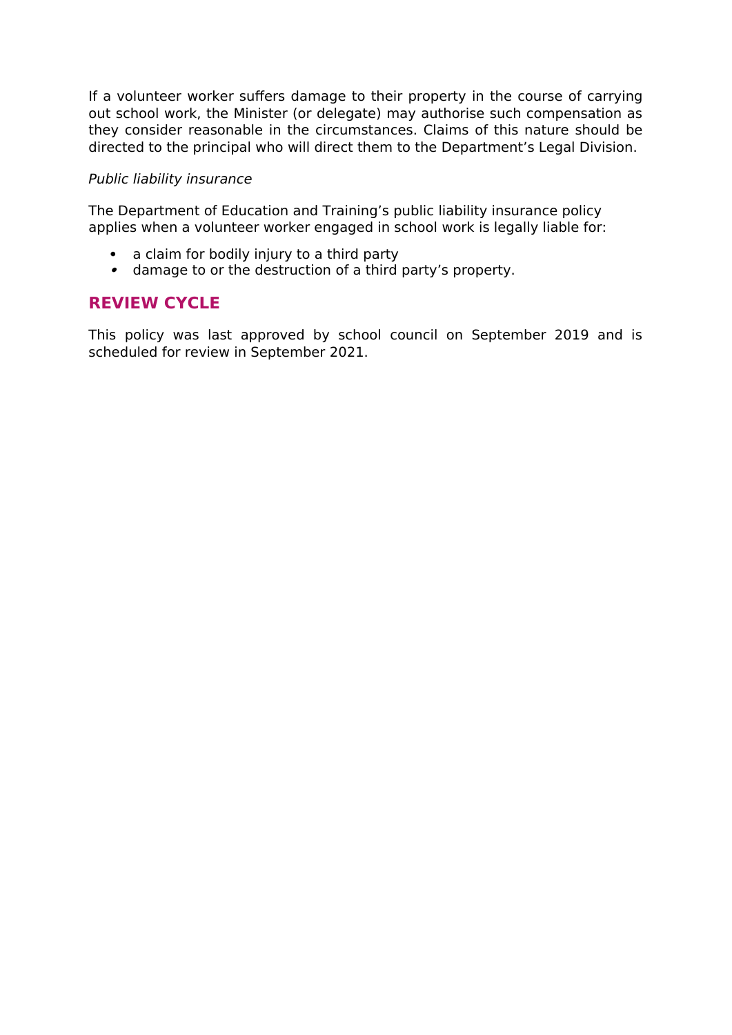If a volunteer worker suffers damage to their property in the course of carrying out school work, the Minister (or delegate) may authorise such compensation as they consider reasonable in the circumstances. Claims of this nature should be directed to the principal who will direct them to the Department's Legal Division.

*Public liability insurance*

The Department of Education and Training's public liability insurance policy applies when a volunteer worker engaged in school work is legally liable for:

- a claim for bodily injury to a third party
- damage to or the destruction of a third party's property.

## REVIEW CYCLE

This policy was last approved by school council on September 2019 and is scheduled for review in September 2021.